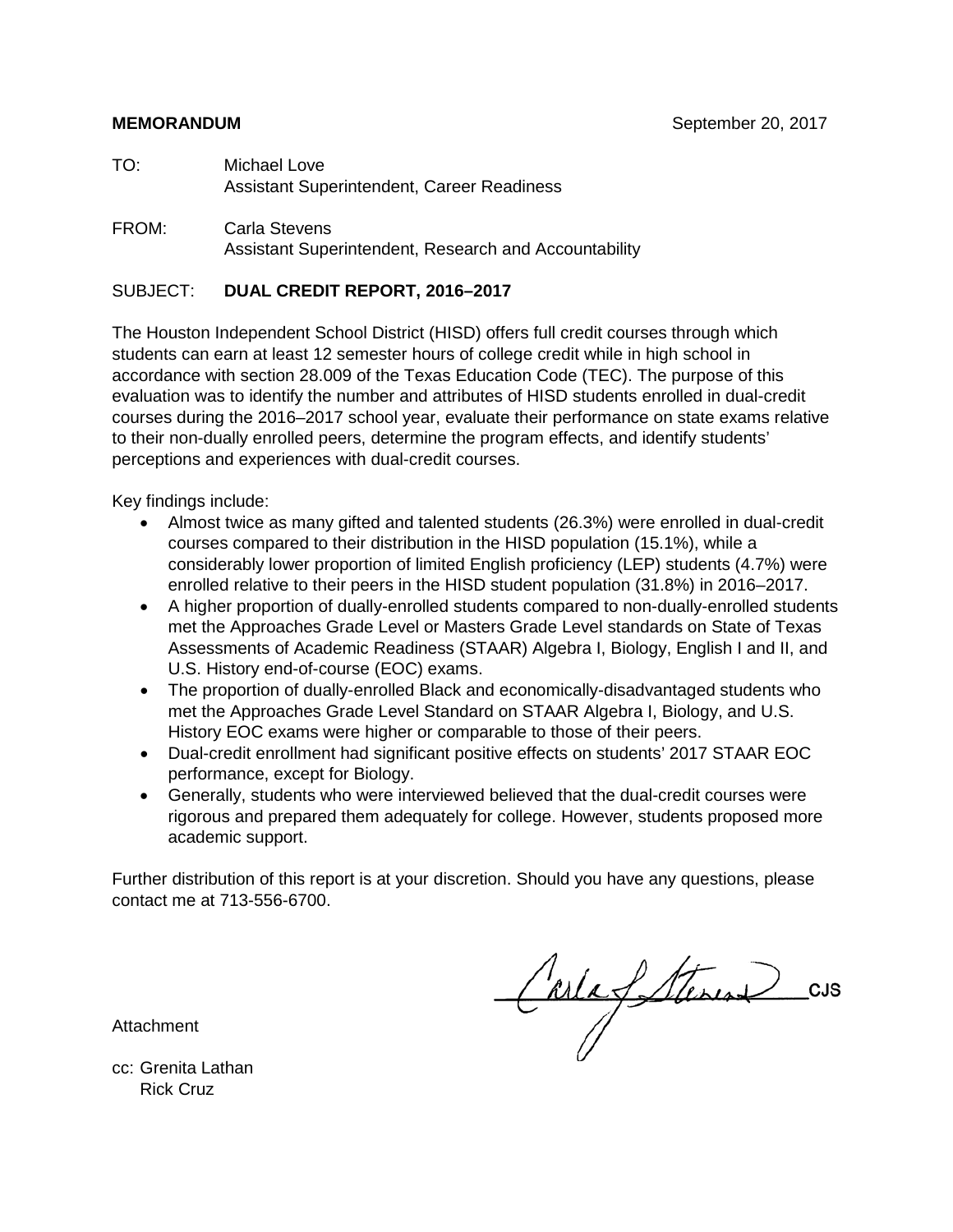**MEMORANDUM** September 20, 2017

TO: Michael Love
Assistant Superintendent, Career Readiness

FROM: Carla Stevens
Assistant Superintendent, Research and Accountability

SUBJECT: **DUAL CREDIT REPORT, 2016–2017**

The Houston Independent School District (HISD) offers full credit courses through which students can earn at least 12 semester hours of college credit while in high school in accordance with section 28.009 of the Texas Education Code (TEC). The purpose of this evaluation was to identify the number and attributes of HISD students enrolled in dual-credit courses during the 2016–2017 school year, evaluate their performance on state exams relative to their non-dually enrolled peers, determine the program effects, and identify students' perceptions and experiences with dual-credit courses.

Key findings include:

- Almost twice as many gifted and talented students (26.3%) were enrolled in dual-credit courses compared to their distribution in the HISD population (15.1%), while a considerably lower proportion of limited English proficiency (LEP) students (4.7%) were enrolled relative to their peers in the HISD student population (31.8%) in 2016–2017.
- A higher proportion of dually-enrolled students compared to non-dually-enrolled students met the Approaches Grade Level or Masters Grade Level standards on State of Texas Assessments of Academic Readiness (STAAR) Algebra I, Biology, English I and II, and U.S. History end-of-course (EOC) exams.
- The proportion of dually-enrolled Black and economically-disadvantaged students who met the Approaches Grade Level Standard on STAAR Algebra I, Biology, and U.S. History EOC exams were higher or comparable to those of their peers.
- Dual-credit enrollment had significant positive effects on students' 2017 STAAR EOC performance, except for Biology.
- Generally, students who were interviewed believed that the dual-credit courses were rigorous and prepared them adequately for college. However, students proposed more academic support.

Further distribution of this report is at your discretion. Should you have any questions, please contact me at 713-556-6700.

CJS

Attachment

cc: Grenita Lathan
Rick Cruz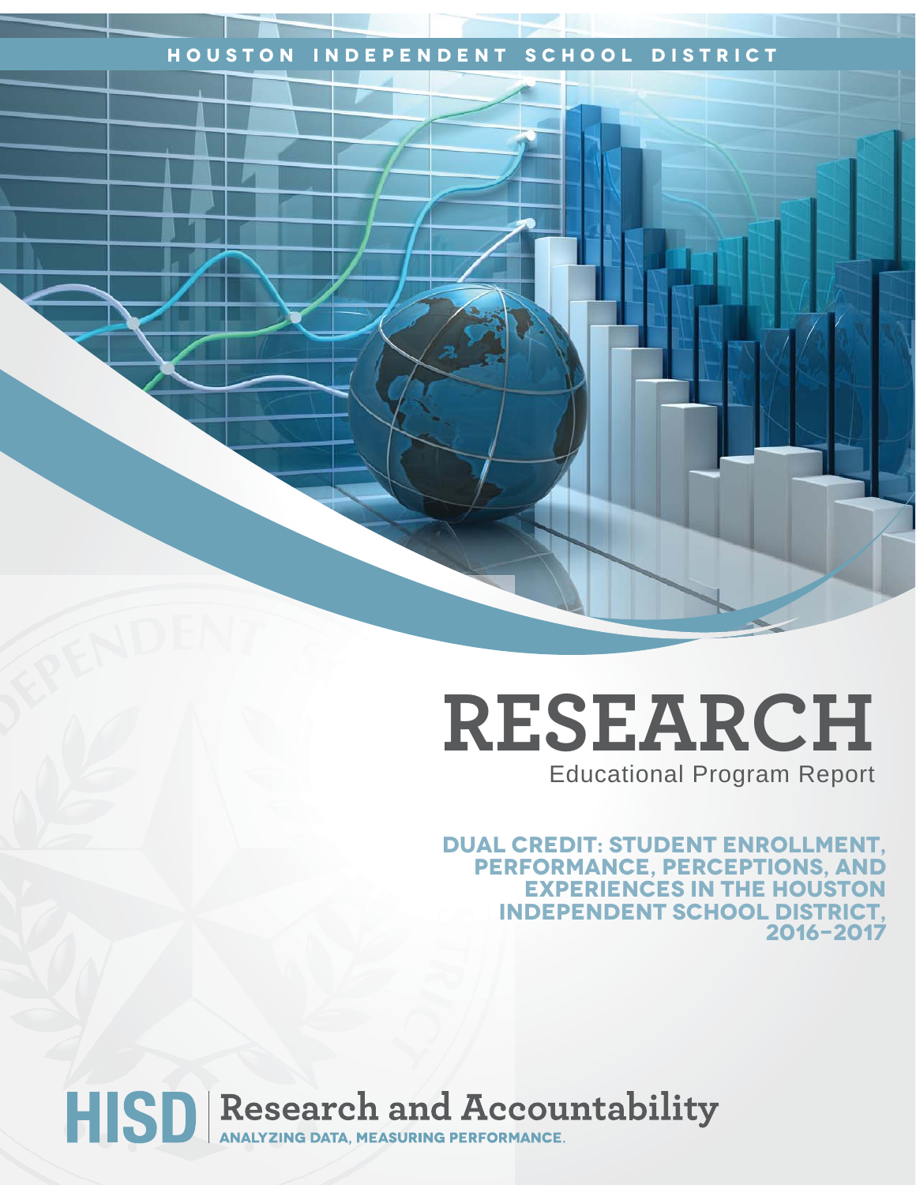HOUSTON INDEPENDENT SCHOOL DISTRICT

# RESEARCH

Educational Program Report

## DUAL CREDIT: STUDENT ENROLLMENT, PERFORMANCE, PERCEPTIONS, AND EXPERIENCES IN THE HOUSTON INDEPENDENT SCHOOL DISTRICT, 2016–2017

HISD | Research and Accountability

ANALYZING DATA, MEASURING PERFORMANCE.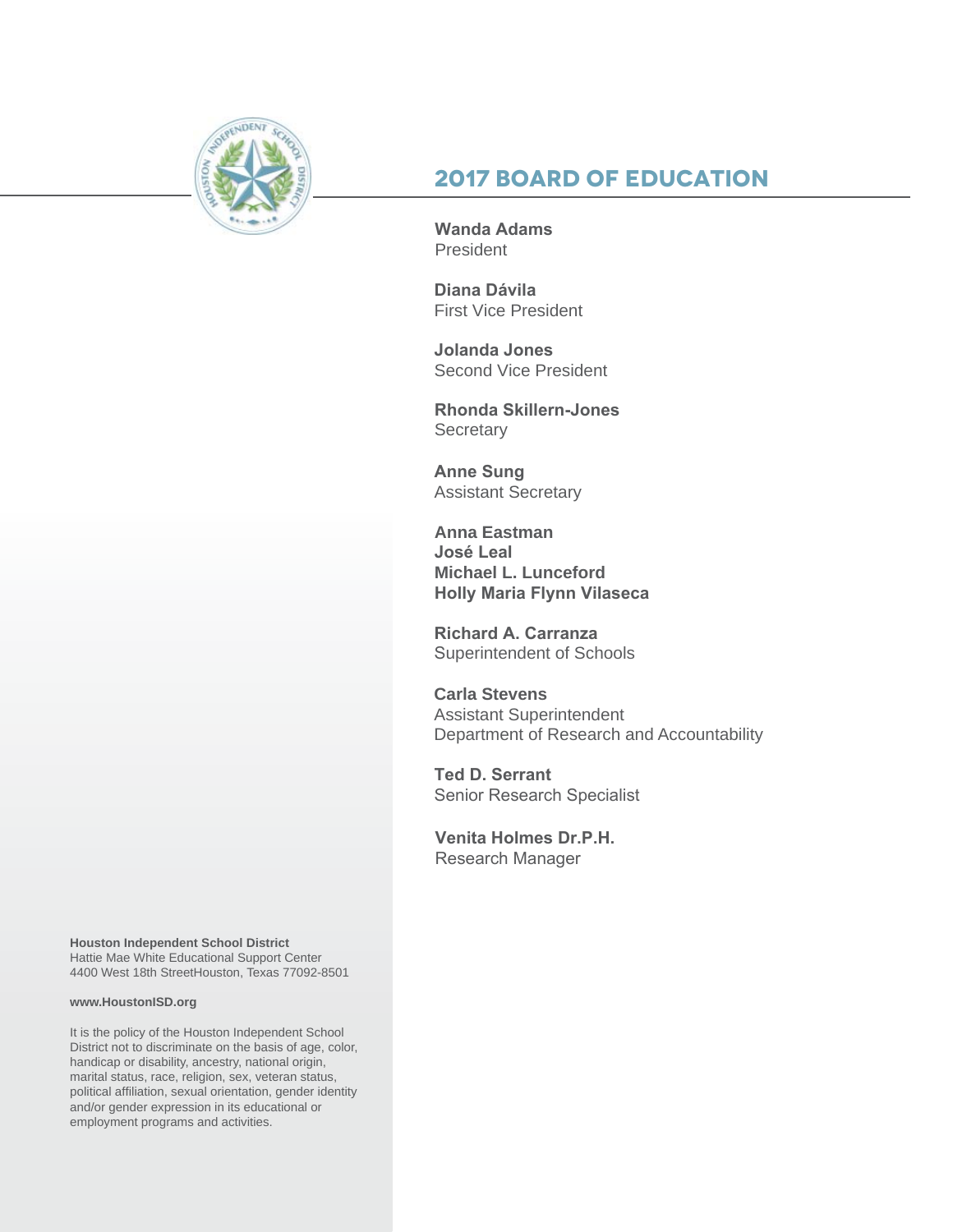# 2017 BOARD OF EDUCATION

**Wanda Adams**
President

**Diana Dávila**
First Vice President

**Jolanda Jones**
Second Vice President

**Rhonda Skillern-Jones**
Secretary

**Anne Sung**
Assistant Secretary

**Anna Eastman**
**José Leal**
**Michael L. Lunceford**
**Holly Maria Flynn Vilaseca**

**Richard A. Carranza**
Superintendent of Schools

**Carla Stevens**
Assistant Superintendent
Department of Research and Accountability

**Ted D. Serrant**
Senior Research Specialist

**Venita Holmes Dr.P.H.**
Research Manager

**Houston Independent School District**
Hattie Mae White Educational Support Center
4400 West 18th StreetHouston, Texas 77092-8501

**www.HoustonISD.org**

It is the policy of the Houston Independent School District not to discriminate on the basis of age, color, handicap or disability, ancestry, national origin, marital status, race, religion, sex, veteran status, political affiliation, sexual orientation, gender identity and/or gender expression in its educational or employment programs and activities.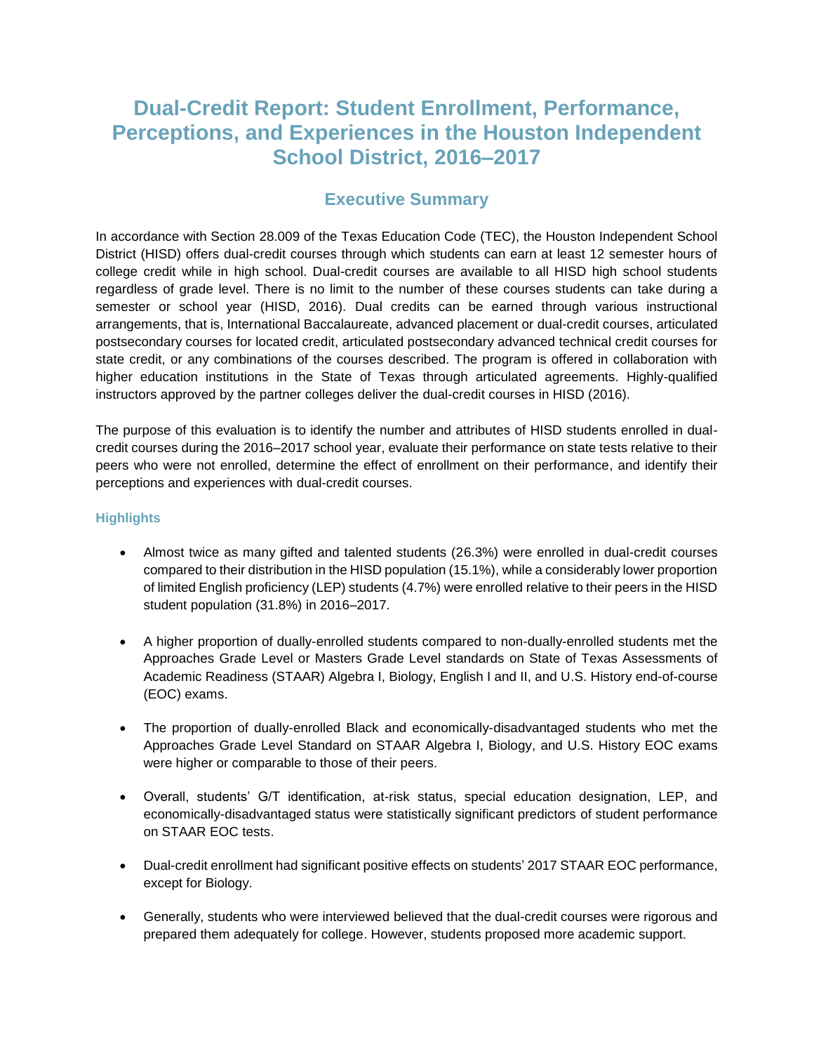# Dual-Credit Report: Student Enrollment, Performance, Perceptions, and Experiences in the Houston Independent School District, 2016–2017

## Executive Summary

In accordance with Section 28.009 of the Texas Education Code (TEC), the Houston Independent School District (HISD) offers dual-credit courses through which students can earn at least 12 semester hours of college credit while in high school. Dual-credit courses are available to all HISD high school students regardless of grade level. There is no limit to the number of these courses students can take during a semester or school year (HISD, 2016). Dual credits can be earned through various instructional arrangements, that is, International Baccalaureate, advanced placement or dual-credit courses, articulated postsecondary courses for located credit, articulated postsecondary advanced technical credit courses for state credit, or any combinations of the courses described. The program is offered in collaboration with higher education institutions in the State of Texas through articulated agreements. Highly-qualified instructors approved by the partner colleges deliver the dual-credit courses in HISD (2016).

The purpose of this evaluation is to identify the number and attributes of HISD students enrolled in dual-credit courses during the 2016–2017 school year, evaluate their performance on state tests relative to their peers who were not enrolled, determine the effect of enrollment on their performance, and identify their perceptions and experiences with dual-credit courses.

### Highlights

- Almost twice as many gifted and talented students (26.3%) were enrolled in dual-credit courses compared to their distribution in the HISD population (15.1%), while a considerably lower proportion of limited English proficiency (LEP) students (4.7%) were enrolled relative to their peers in the HISD student population (31.8%) in 2016–2017.

- A higher proportion of dually-enrolled students compared to non-dually-enrolled students met the Approaches Grade Level or Masters Grade Level standards on State of Texas Assessments of Academic Readiness (STAAR) Algebra I, Biology, English I and II, and U.S. History end-of-course (EOC) exams.

- The proportion of dually-enrolled Black and economically-disadvantaged students who met the Approaches Grade Level Standard on STAAR Algebra I, Biology, and U.S. History EOC exams were higher or comparable to those of their peers.

- Overall, students' G/T identification, at-risk status, special education designation, LEP, and economically-disadvantaged status were statistically significant predictors of student performance on STAAR EOC tests.

- Dual-credit enrollment had significant positive effects on students' 2017 STAAR EOC performance, except for Biology.

- Generally, students who were interviewed believed that the dual-credit courses were rigorous and prepared them adequately for college. However, students proposed more academic support.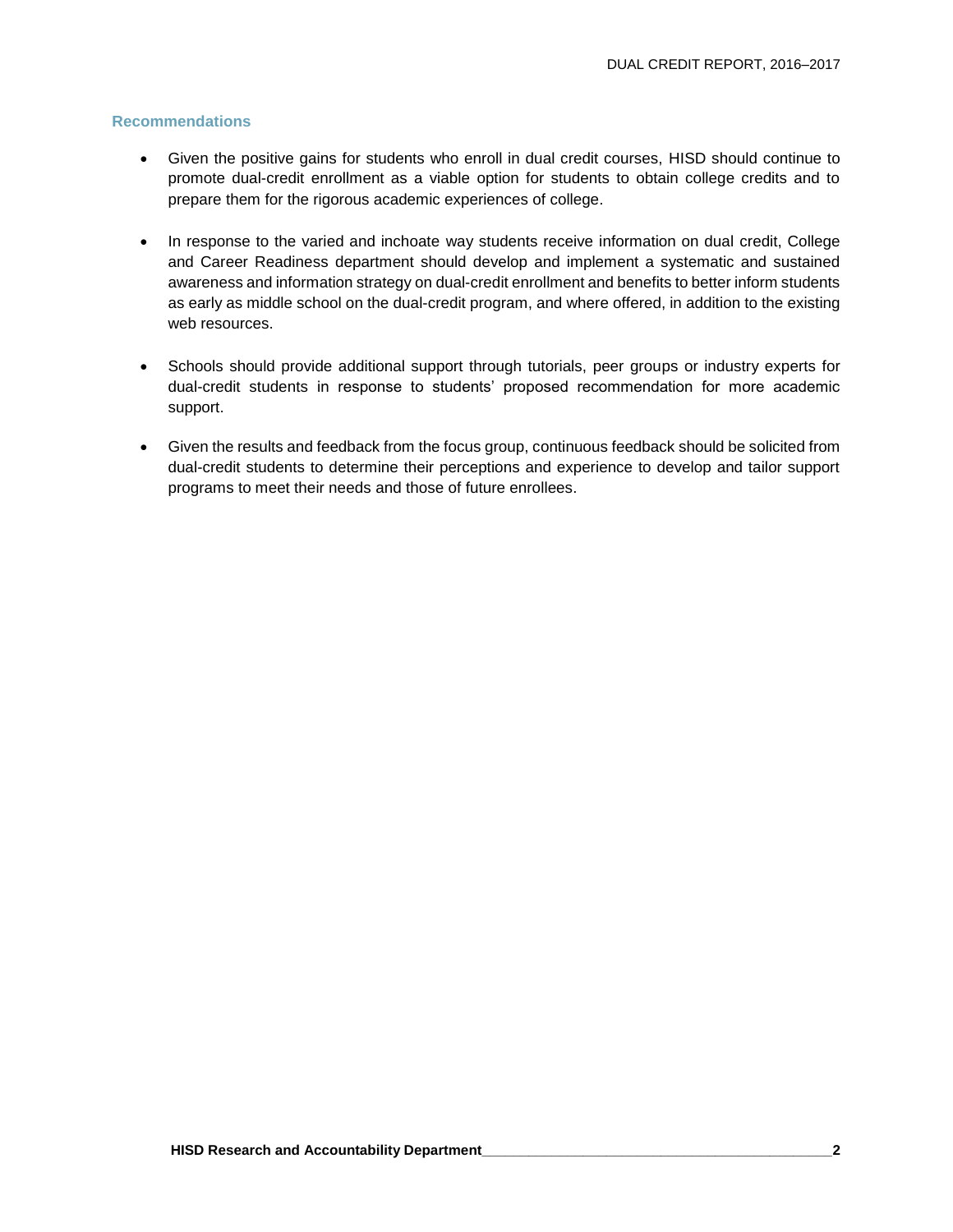### Recommendations

- Given the positive gains for students who enroll in dual credit courses, HISD should continue to promote dual-credit enrollment as a viable option for students to obtain college credits and to prepare them for the rigorous academic experiences of college.

- In response to the varied and inchoate way students receive information on dual credit, College and Career Readiness department should develop and implement a systematic and sustained awareness and information strategy on dual-credit enrollment and benefits to better inform students as early as middle school on the dual-credit program, and where offered, in addition to the existing web resources.

- Schools should provide additional support through tutorials, peer groups or industry experts for dual-credit students in response to students' proposed recommendation for more academic support.

- Given the results and feedback from the focus group, continuous feedback should be solicited from dual-credit students to determine their perceptions and experience to develop and tailor support programs to meet their needs and those of future enrollees.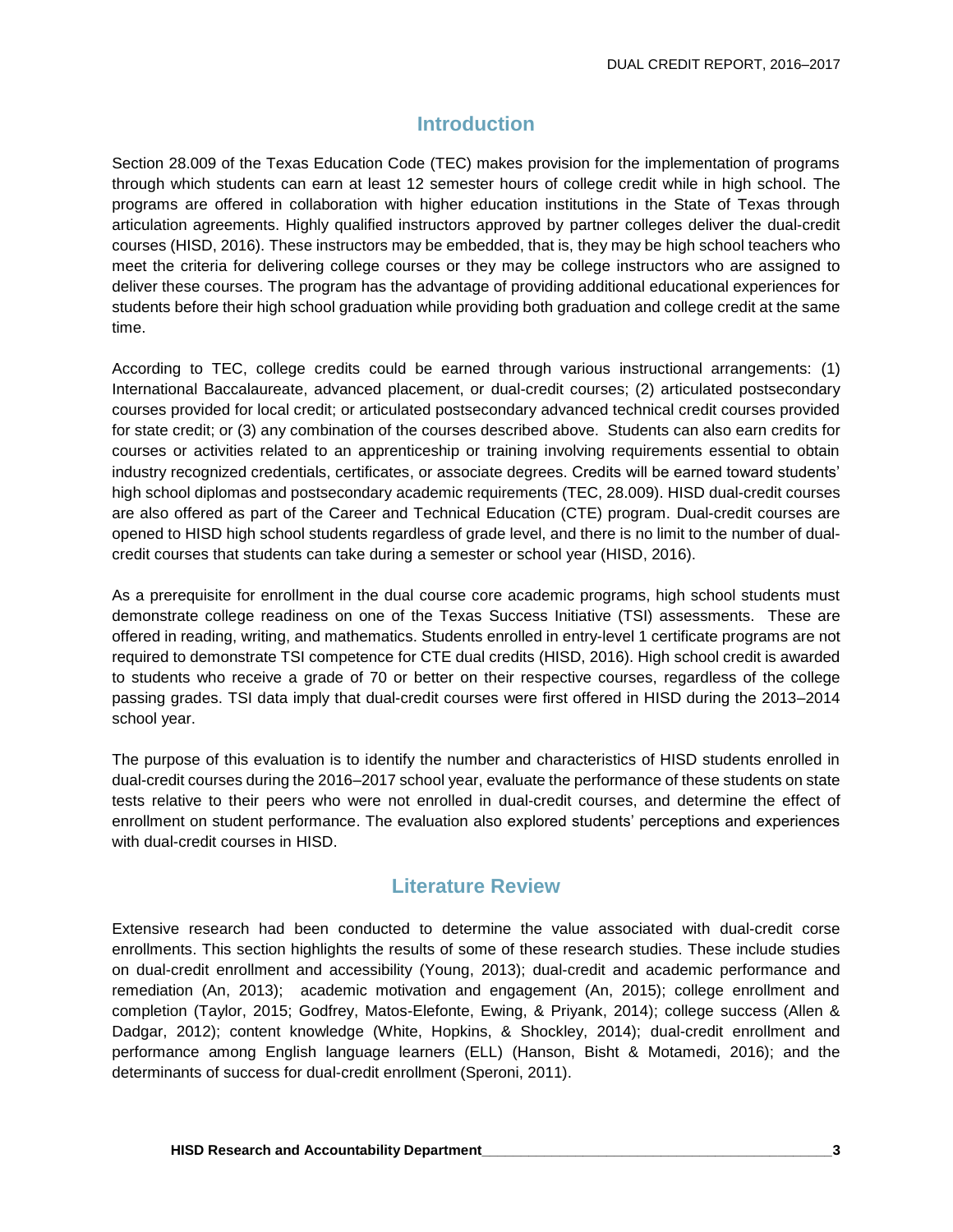## Introduction

Section 28.009 of the Texas Education Code (TEC) makes provision for the implementation of programs through which students can earn at least 12 semester hours of college credit while in high school. The programs are offered in collaboration with higher education institutions in the State of Texas through articulation agreements. Highly qualified instructors approved by partner colleges deliver the dual-credit courses (HISD, 2016). These instructors may be embedded, that is, they may be high school teachers who meet the criteria for delivering college courses or they may be college instructors who are assigned to deliver these courses. The program has the advantage of providing additional educational experiences for students before their high school graduation while providing both graduation and college credit at the same time.

According to TEC, college credits could be earned through various instructional arrangements: (1) International Baccalaureate, advanced placement, or dual-credit courses; (2) articulated postsecondary courses provided for local credit; or articulated postsecondary advanced technical credit courses provided for state credit; or (3) any combination of the courses described above. Students can also earn credits for courses or activities related to an apprenticeship or training involving requirements essential to obtain industry recognized credentials, certificates, or associate degrees. Credits will be earned toward students' high school diplomas and postsecondary academic requirements (TEC, 28.009). HISD dual-credit courses are also offered as part of the Career and Technical Education (CTE) program. Dual-credit courses are opened to HISD high school students regardless of grade level, and there is no limit to the number of dual-credit courses that students can take during a semester or school year (HISD, 2016).

As a prerequisite for enrollment in the dual course core academic programs, high school students must demonstrate college readiness on one of the Texas Success Initiative (TSI) assessments. These are offered in reading, writing, and mathematics. Students enrolled in entry-level 1 certificate programs are not required to demonstrate TSI competence for CTE dual credits (HISD, 2016). High school credit is awarded to students who receive a grade of 70 or better on their respective courses, regardless of the college passing grades. TSI data imply that dual-credit courses were first offered in HISD during the 2013–2014 school year.

The purpose of this evaluation is to identify the number and characteristics of HISD students enrolled in dual-credit courses during the 2016–2017 school year, evaluate the performance of these students on state tests relative to their peers who were not enrolled in dual-credit courses, and determine the effect of enrollment on student performance. The evaluation also explored students' perceptions and experiences with dual-credit courses in HISD.

## Literature Review

Extensive research had been conducted to determine the value associated with dual-credit corse enrollments. This section highlights the results of some of these research studies. These include studies on dual-credit enrollment and accessibility (Young, 2013); dual-credit and academic performance and remediation (An, 2013); academic motivation and engagement (An, 2015); college enrollment and completion (Taylor, 2015; Godfrey, Matos-Elefonte, Ewing, & Priyank, 2014); college success (Allen & Dadgar, 2012); content knowledge (White, Hopkins, & Shockley, 2014); dual-credit enrollment and performance among English language learners (ELL) (Hanson, Bisht & Motamedi, 2016); and the determinants of success for dual-credit enrollment (Speroni, 2011).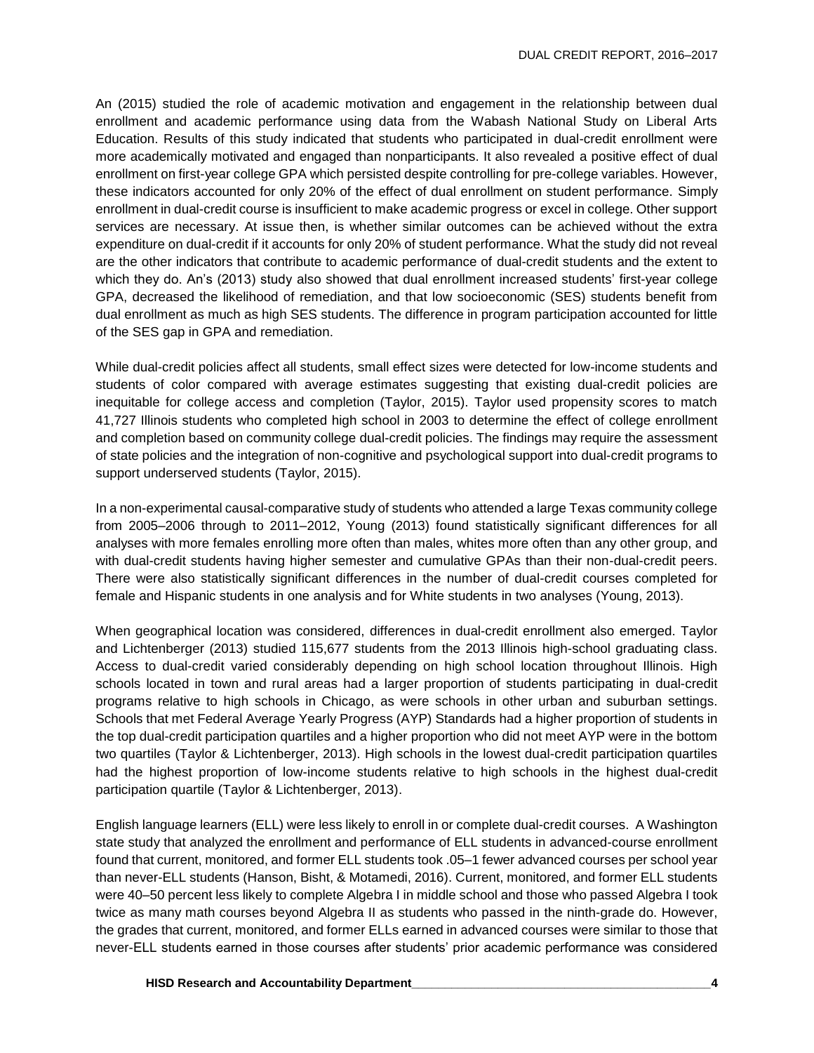An (2015) studied the role of academic motivation and engagement in the relationship between dual enrollment and academic performance using data from the Wabash National Study on Liberal Arts Education. Results of this study indicated that students who participated in dual-credit enrollment were more academically motivated and engaged than nonparticipants. It also revealed a positive effect of dual enrollment on first-year college GPA which persisted despite controlling for pre-college variables. However, these indicators accounted for only 20% of the effect of dual enrollment on student performance. Simply enrollment in dual-credit course is insufficient to make academic progress or excel in college. Other support services are necessary. At issue then, is whether similar outcomes can be achieved without the extra expenditure on dual-credit if it accounts for only 20% of student performance. What the study did not reveal are the other indicators that contribute to academic performance of dual-credit students and the extent to which they do. An's (2013) study also showed that dual enrollment increased students' first-year college GPA, decreased the likelihood of remediation, and that low socioeconomic (SES) students benefit from dual enrollment as much as high SES students. The difference in program participation accounted for little of the SES gap in GPA and remediation.

While dual-credit policies affect all students, small effect sizes were detected for low-income students and students of color compared with average estimates suggesting that existing dual-credit policies are inequitable for college access and completion (Taylor, 2015). Taylor used propensity scores to match 41,727 Illinois students who completed high school in 2003 to determine the effect of college enrollment and completion based on community college dual-credit policies. The findings may require the assessment of state policies and the integration of non-cognitive and psychological support into dual-credit programs to support underserved students (Taylor, 2015).

In a non-experimental causal-comparative study of students who attended a large Texas community college from 2005–2006 through to 2011–2012, Young (2013) found statistically significant differences for all analyses with more females enrolling more often than males, whites more often than any other group, and with dual-credit students having higher semester and cumulative GPAs than their non-dual-credit peers. There were also statistically significant differences in the number of dual-credit courses completed for female and Hispanic students in one analysis and for White students in two analyses (Young, 2013).

When geographical location was considered, differences in dual-credit enrollment also emerged. Taylor and Lichtenberger (2013) studied 115,677 students from the 2013 Illinois high-school graduating class. Access to dual-credit varied considerably depending on high school location throughout Illinois. High schools located in town and rural areas had a larger proportion of students participating in dual-credit programs relative to high schools in Chicago, as were schools in other urban and suburban settings. Schools that met Federal Average Yearly Progress (AYP) Standards had a higher proportion of students in the top dual-credit participation quartiles and a higher proportion who did not meet AYP were in the bottom two quartiles (Taylor & Lichtenberger, 2013). High schools in the lowest dual-credit participation quartiles had the highest proportion of low-income students relative to high schools in the highest dual-credit participation quartile (Taylor & Lichtenberger, 2013).

English language learners (ELL) were less likely to enroll in or complete dual-credit courses. A Washington state study that analyzed the enrollment and performance of ELL students in advanced-course enrollment found that current, monitored, and former ELL students took .05–1 fewer advanced courses per school year than never-ELL students (Hanson, Bisht, & Motamedi, 2016). Current, monitored, and former ELL students were 40–50 percent less likely to complete Algebra I in middle school and those who passed Algebra I took twice as many math courses beyond Algebra II as students who passed in the ninth-grade do. However, the grades that current, monitored, and former ELLs earned in advanced courses were similar to those that never-ELL students earned in those courses after students' prior academic performance was considered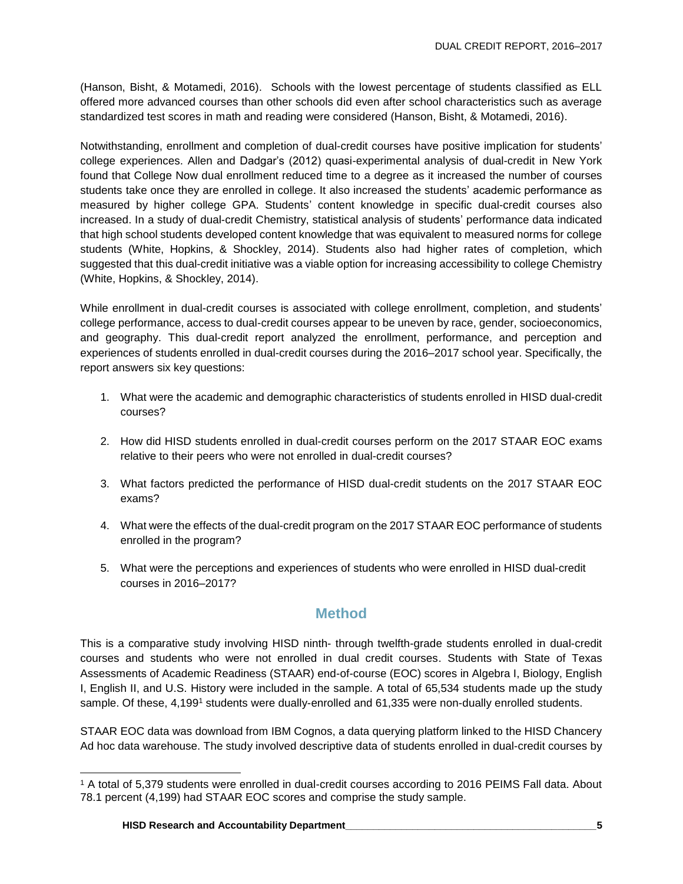(Hanson, Bisht, & Motamedi, 2016). Schools with the lowest percentage of students classified as ELL offered more advanced courses than other schools did even after school characteristics such as average standardized test scores in math and reading were considered (Hanson, Bisht, & Motamedi, 2016).

Notwithstanding, enrollment and completion of dual-credit courses have positive implication for students' college experiences. Allen and Dadgar's (2012) quasi-experimental analysis of dual-credit in New York found that College Now dual enrollment reduced time to a degree as it increased the number of courses students take once they are enrolled in college. It also increased the students' academic performance as measured by higher college GPA. Students' content knowledge in specific dual-credit courses also increased. In a study of dual-credit Chemistry, statistical analysis of students' performance data indicated that high school students developed content knowledge that was equivalent to measured norms for college students (White, Hopkins, & Shockley, 2014). Students also had higher rates of completion, which suggested that this dual-credit initiative was a viable option for increasing accessibility to college Chemistry (White, Hopkins, & Shockley, 2014).

While enrollment in dual-credit courses is associated with college enrollment, completion, and students' college performance, access to dual-credit courses appear to be uneven by race, gender, socioeconomics, and geography. This dual-credit report analyzed the enrollment, performance, and perception and experiences of students enrolled in dual-credit courses during the 2016–2017 school year. Specifically, the report answers six key questions:

1. What were the academic and demographic characteristics of students enrolled in HISD dual-credit courses?
2. How did HISD students enrolled in dual-credit courses perform on the 2017 STAAR EOC exams relative to their peers who were not enrolled in dual-credit courses?
3. What factors predicted the performance of HISD dual-credit students on the 2017 STAAR EOC exams?
4. What were the effects of the dual-credit program on the 2017 STAAR EOC performance of students enrolled in the program?
5. What were the perceptions and experiences of students who were enrolled in HISD dual-credit courses in 2016–2017?

## Method

This is a comparative study involving HISD ninth- through twelfth-grade students enrolled in dual-credit courses and students who were not enrolled in dual credit courses. Students with State of Texas Assessments of Academic Readiness (STAAR) end-of-course (EOC) scores in Algebra I, Biology, English I, English II, and U.S. History were included in the sample. A total of 65,534 students made up the study sample. Of these, 4,199[1] students were dually-enrolled and 61,335 were non-dually enrolled students.

STAAR EOC data was download from IBM Cognos, a data querying platform linked to the HISD Chancery Ad hoc data warehouse. The study involved descriptive data of students enrolled in dual-credit courses by

[1] A total of 5,379 students were enrolled in dual-credit courses according to 2016 PEIMS Fall data. About 78.1 percent (4,199) had STAAR EOC scores and comprise the study sample.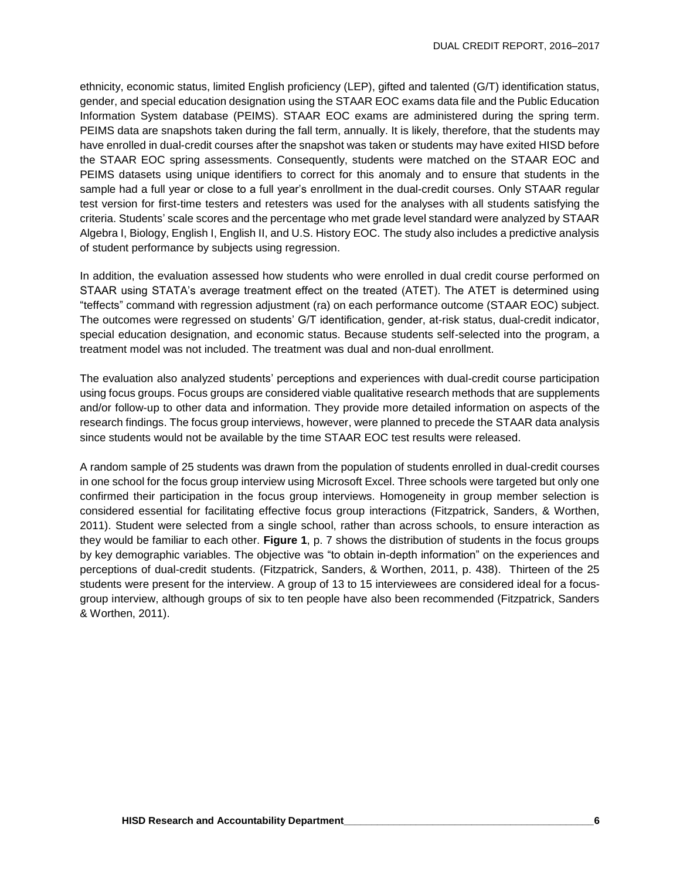ethnicity, economic status, limited English proficiency (LEP), gifted and talented (G/T) identification status, gender, and special education designation using the STAAR EOC exams data file and the Public Education Information System database (PEIMS). STAAR EOC exams are administered during the spring term. PEIMS data are snapshots taken during the fall term, annually. It is likely, therefore, that the students may have enrolled in dual-credit courses after the snapshot was taken or students may have exited HISD before the STAAR EOC spring assessments. Consequently, students were matched on the STAAR EOC and PEIMS datasets using unique identifiers to correct for this anomaly and to ensure that students in the sample had a full year or close to a full year's enrollment in the dual-credit courses. Only STAAR regular test version for first-time testers and retesters was used for the analyses with all students satisfying the criteria. Students' scale scores and the percentage who met grade level standard were analyzed by STAAR Algebra I, Biology, English I, English II, and U.S. History EOC. The study also includes a predictive analysis of student performance by subjects using regression.

In addition, the evaluation assessed how students who were enrolled in dual credit course performed on STAAR using STATA's average treatment effect on the treated (ATET). The ATET is determined using "teffects" command with regression adjustment (ra) on each performance outcome (STAAR EOC) subject. The outcomes were regressed on students' G/T identification, gender, at-risk status, dual-credit indicator, special education designation, and economic status. Because students self-selected into the program, a treatment model was not included. The treatment was dual and non-dual enrollment.

The evaluation also analyzed students' perceptions and experiences with dual-credit course participation using focus groups. Focus groups are considered viable qualitative research methods that are supplements and/or follow-up to other data and information. They provide more detailed information on aspects of the research findings. The focus group interviews, however, were planned to precede the STAAR data analysis since students would not be available by the time STAAR EOC test results were released.

A random sample of 25 students was drawn from the population of students enrolled in dual-credit courses in one school for the focus group interview using Microsoft Excel. Three schools were targeted but only one confirmed their participation in the focus group interviews. Homogeneity in group member selection is considered essential for facilitating effective focus group interactions (Fitzpatrick, Sanders, & Worthen, 2011). Student were selected from a single school, rather than across schools, to ensure interaction as they would be familiar to each other. **Figure 1**, p. 7 shows the distribution of students in the focus groups by key demographic variables. The objective was "to obtain in-depth information" on the experiences and perceptions of dual-credit students. (Fitzpatrick, Sanders, & Worthen, 2011, p. 438). Thirteen of the 25 students were present for the interview. A group of 13 to 15 interviewees are considered ideal for a focus-group interview, although groups of six to ten people have also been recommended (Fitzpatrick, Sanders & Worthen, 2011).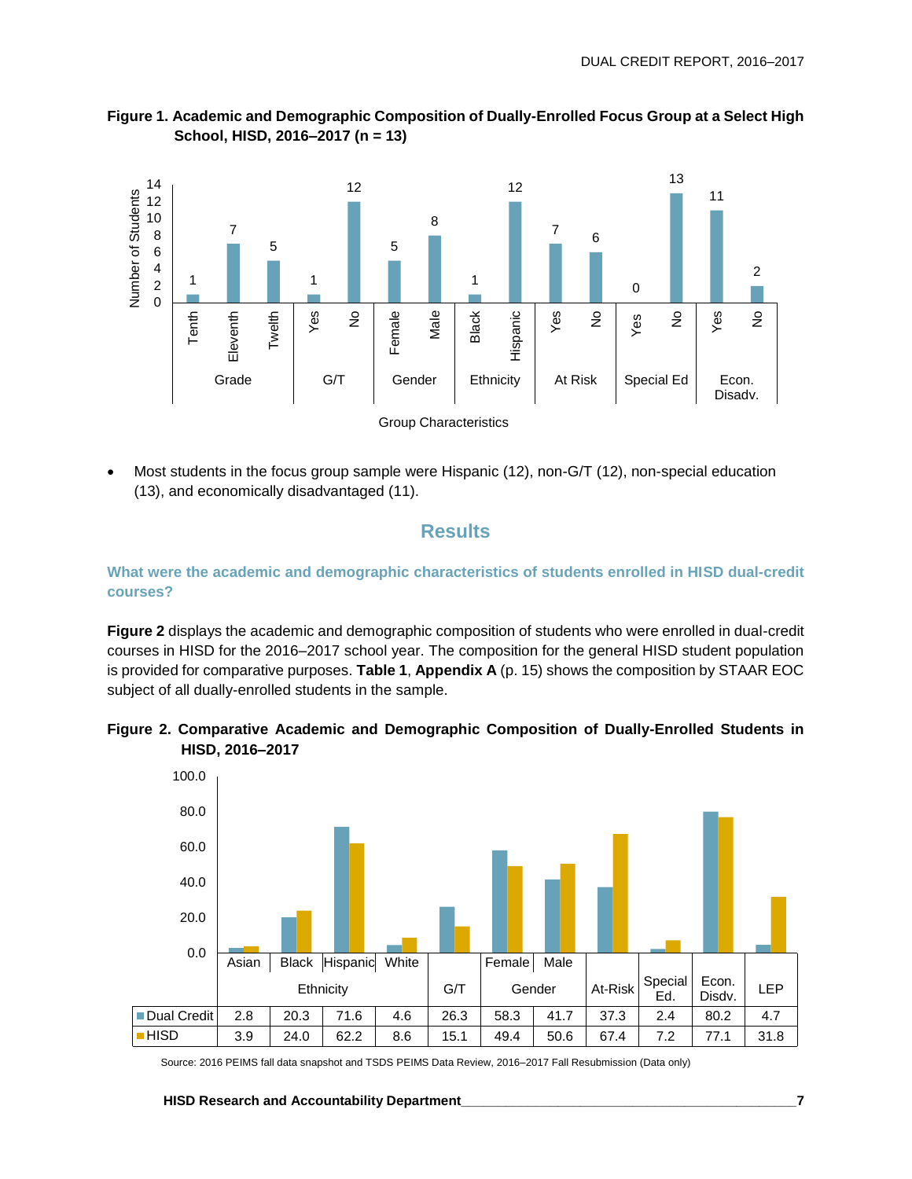**Figure 1. Academic and Demographic Composition of Dually-Enrolled Focus Group at a Select High School, HISD, 2016–2017 (n = 13)**

| Group Characteristics | | Number of Students |
|---|---|---|
| Grade | Tenth | 1 |
| | Eleventh | 7 |
| | Twelth | 5 |
| G/T | Yes | 1 |
| | No | 12 |
| Gender | Female | 5 |
| | Male | 8 |
| Ethnicity | Black | 1 |
| | Hispanic | 12 |
| At Risk | Yes | 7 |
| | No | 6 |
| Special Ed | Yes | 0 |
| | No | 13 |
| Econ. Disadv. | Yes | 11 |
| | No | 2 |

- Most students in the focus group sample were Hispanic (12), non-G/T (12), non-special education (13), and economically disadvantaged (11).

## Results

### What were the academic and demographic characteristics of students enrolled in HISD dual-credit courses?

**Figure 2** displays the academic and demographic composition of students who were enrolled in dual-credit courses in HISD for the 2016–2017 school year. The composition for the general HISD student population is provided for comparative purposes. **Table 1**, **Appendix A** (p. 15) shows the composition by STAAR EOC subject of all dually-enrolled students in the sample.

**Figure 2. Comparative Academic and Demographic Composition of Dually-Enrolled Students in HISD, 2016–2017**

| | Ethnicity | | | | G/T | Gender | | At-Risk | Special Ed. | Econ. Disdv. | LEP |
|---|---|---|---|---|---|---|---|---|---|---|---|
| | Asian | Black | Hispanic | White | | Female | Male | | | | |
| Dual Credit | 2.8 | 20.3 | 71.6 | 4.6 | 26.3 | 58.3 | 41.7 | 37.3 | 2.4 | 80.2 | 4.7 |
| HISD | 3.9 | 24.0 | 62.2 | 8.6 | 15.1 | 49.4 | 50.6 | 67.4 | 7.2 | 77.1 | 31.8 |

Source: 2016 PEIMS fall data snapshot and TSDS PEIMS Data Review, 2016–2017 Fall Resubmission (Data only)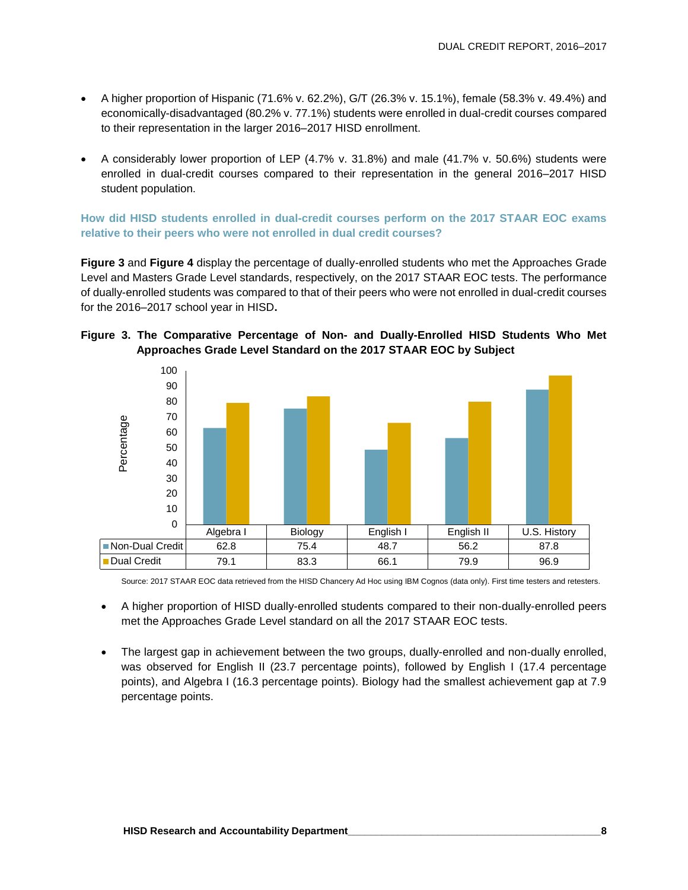- A higher proportion of Hispanic (71.6% v. 62.2%), G/T (26.3% v. 15.1%), female (58.3% v. 49.4%) and economically-disadvantaged (80.2% v. 77.1%) students were enrolled in dual-credit courses compared to their representation in the larger 2016–2017 HISD enrollment.

- A considerably lower proportion of LEP (4.7% v. 31.8%) and male (41.7% v. 50.6%) students were enrolled in dual-credit courses compared to their representation in the general 2016–2017 HISD student population.

### How did HISD students enrolled in dual-credit courses perform on the 2017 STAAR EOC exams relative to their peers who were not enrolled in dual credit courses?

**Figure 3** and **Figure 4** display the percentage of dually-enrolled students who met the Approaches Grade Level and Masters Grade Level standards, respectively, on the 2017 STAAR EOC tests. The performance of dually-enrolled students was compared to that of their peers who were not enrolled in dual-credit courses for the 2016–2017 school year in HISD**.**

**Figure 3. The Comparative Percentage of Non- and Dually-Enrolled HISD Students Who Met Approaches Grade Level Standard on the 2017 STAAR EOC by Subject**

| | Algebra I | Biology | English I | English II | U.S. History |
|---|---|---|---|---|---|
| Non-Dual Credit | 62.8 | 75.4 | 48.7 | 56.2 | 87.8 |
| Dual Credit | 79.1 | 83.3 | 66.1 | 79.9 | 96.9 |

Source: 2017 STAAR EOC data retrieved from the HISD Chancery Ad Hoc using IBM Cognos (data only). First time testers and retesters.

- A higher proportion of HISD dually-enrolled students compared to their non-dually-enrolled peers met the Approaches Grade Level standard on all the 2017 STAAR EOC tests.

- The largest gap in achievement between the two groups, dually-enrolled and non-dually enrolled, was observed for English II (23.7 percentage points), followed by English I (17.4 percentage points), and Algebra I (16.3 percentage points). Biology had the smallest achievement gap at 7.9 percentage points.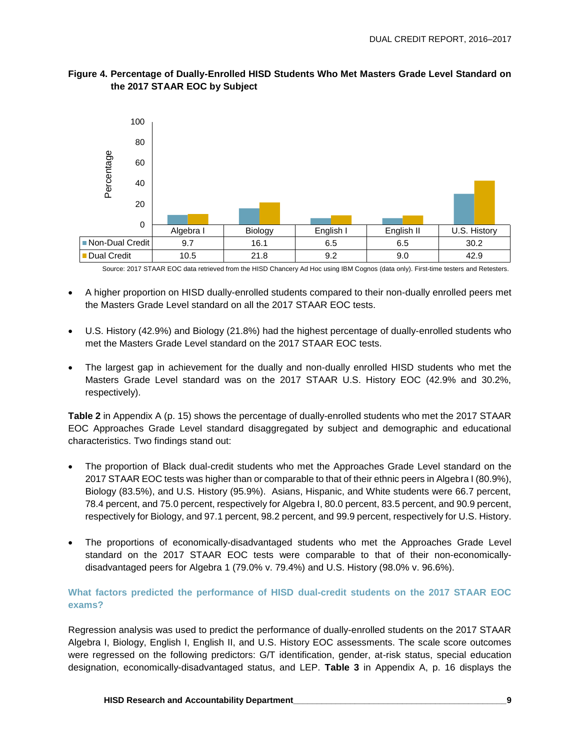**Figure 4. Percentage of Dually-Enrolled HISD Students Who Met Masters Grade Level Standard on the 2017 STAAR EOC by Subject**

| | Algebra I | Biology | English I | English II | U.S. History |
|---|---|---|---|---|---|
| Non-Dual Credit | 9.7 | 16.1 | 6.5 | 6.5 | 30.2 |
| Dual Credit | 10.5 | 21.8 | 9.2 | 9.0 | 42.9 |

Source: 2017 STAAR EOC data retrieved from the HISD Chancery Ad Hoc using IBM Cognos (data only). First-time testers and Retesters.

- A higher proportion on HISD dually-enrolled students compared to their non-dually enrolled peers met the Masters Grade Level standard on all the 2017 STAAR EOC tests.

- U.S. History (42.9%) and Biology (21.8%) had the highest percentage of dually-enrolled students who met the Masters Grade Level standard on the 2017 STAAR EOC tests.

- The largest gap in achievement for the dually and non-dually enrolled HISD students who met the Masters Grade Level standard was on the 2017 STAAR U.S. History EOC (42.9% and 30.2%, respectively).

**Table 2** in Appendix A (p. 15) shows the percentage of dually-enrolled students who met the 2017 STAAR EOC Approaches Grade Level standard disaggregated by subject and demographic and educational characteristics. Two findings stand out:

- The proportion of Black dual-credit students who met the Approaches Grade Level standard on the 2017 STAAR EOC tests was higher than or comparable to that of their ethnic peers in Algebra I (80.9%), Biology (83.5%), and U.S. History (95.9%). Asians, Hispanic, and White students were 66.7 percent, 78.4 percent, and 75.0 percent, respectively for Algebra I, 80.0 percent, 83.5 percent, and 90.9 percent, respectively for Biology, and 97.1 percent, 98.2 percent, and 99.9 percent, respectively for U.S. History.

- The proportions of economically-disadvantaged students who met the Approaches Grade Level standard on the 2017 STAAR EOC tests were comparable to that of their non-economically-disadvantaged peers for Algebra 1 (79.0% v. 79.4%) and U.S. History (98.0% v. 96.6%).

### What factors predicted the performance of HISD dual-credit students on the 2017 STAAR EOC exams?

Regression analysis was used to predict the performance of dually-enrolled students on the 2017 STAAR Algebra I, Biology, English I, English II, and U.S. History EOC assessments. The scale score outcomes were regressed on the following predictors: G/T identification, gender, at-risk status, special education designation, economically-disadvantaged status, and LEP. **Table 3** in Appendix A, p. 16 displays the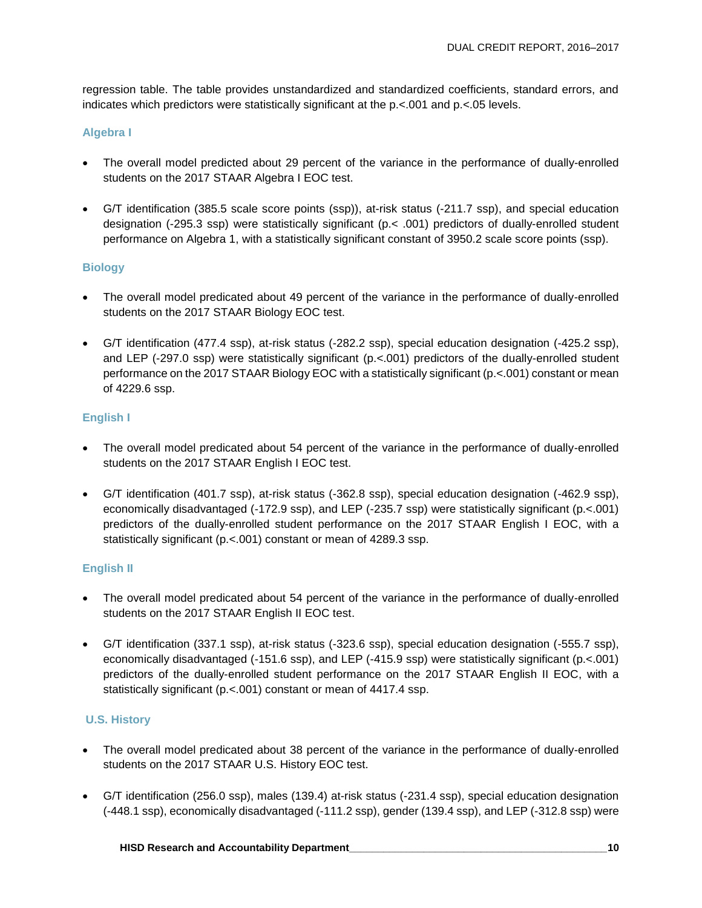regression table. The table provides unstandardized and standardized coefficients, standard errors, and indicates which predictors were statistically significant at the p.<.001 and p.<.05 levels.

### Algebra I

- The overall model predicted about 29 percent of the variance in the performance of dually-enrolled students on the 2017 STAAR Algebra I EOC test.
- G/T identification (385.5 scale score points (ssp)), at-risk status (-211.7 ssp), and special education designation (-295.3 ssp) were statistically significant (p.< .001) predictors of dually-enrolled student performance on Algebra 1, with a statistically significant constant of 3950.2 scale score points (ssp).

### Biology

- The overall model predicated about 49 percent of the variance in the performance of dually-enrolled students on the 2017 STAAR Biology EOC test.
- G/T identification (477.4 ssp), at-risk status (-282.2 ssp), special education designation (-425.2 ssp), and LEP (-297.0 ssp) were statistically significant (p.<.001) predictors of the dually-enrolled student performance on the 2017 STAAR Biology EOC with a statistically significant (p.<.001) constant or mean of 4229.6 ssp.

### English I

- The overall model predicated about 54 percent of the variance in the performance of dually-enrolled students on the 2017 STAAR English I EOC test.
- G/T identification (401.7 ssp), at-risk status (-362.8 ssp), special education designation (-462.9 ssp), economically disadvantaged (-172.9 ssp), and LEP (-235.7 ssp) were statistically significant (p.<.001) predictors of the dually-enrolled student performance on the 2017 STAAR English I EOC, with a statistically significant (p.<.001) constant or mean of 4289.3 ssp.

### English II

- The overall model predicated about 54 percent of the variance in the performance of dually-enrolled students on the 2017 STAAR English II EOC test.
- G/T identification (337.1 ssp), at-risk status (-323.6 ssp), special education designation (-555.7 ssp), economically disadvantaged (-151.6 ssp), and LEP (-415.9 ssp) were statistically significant (p.<.001) predictors of the dually-enrolled student performance on the 2017 STAAR English II EOC, with a statistically significant (p.<.001) constant or mean of 4417.4 ssp.

### U.S. History

- The overall model predicated about 38 percent of the variance in the performance of dually-enrolled students on the 2017 STAAR U.S. History EOC test.
- G/T identification (256.0 ssp), males (139.4) at-risk status (-231.4 ssp), special education designation (-448.1 ssp), economically disadvantaged (-111.2 ssp), gender (139.4 ssp), and LEP (-312.8 ssp) were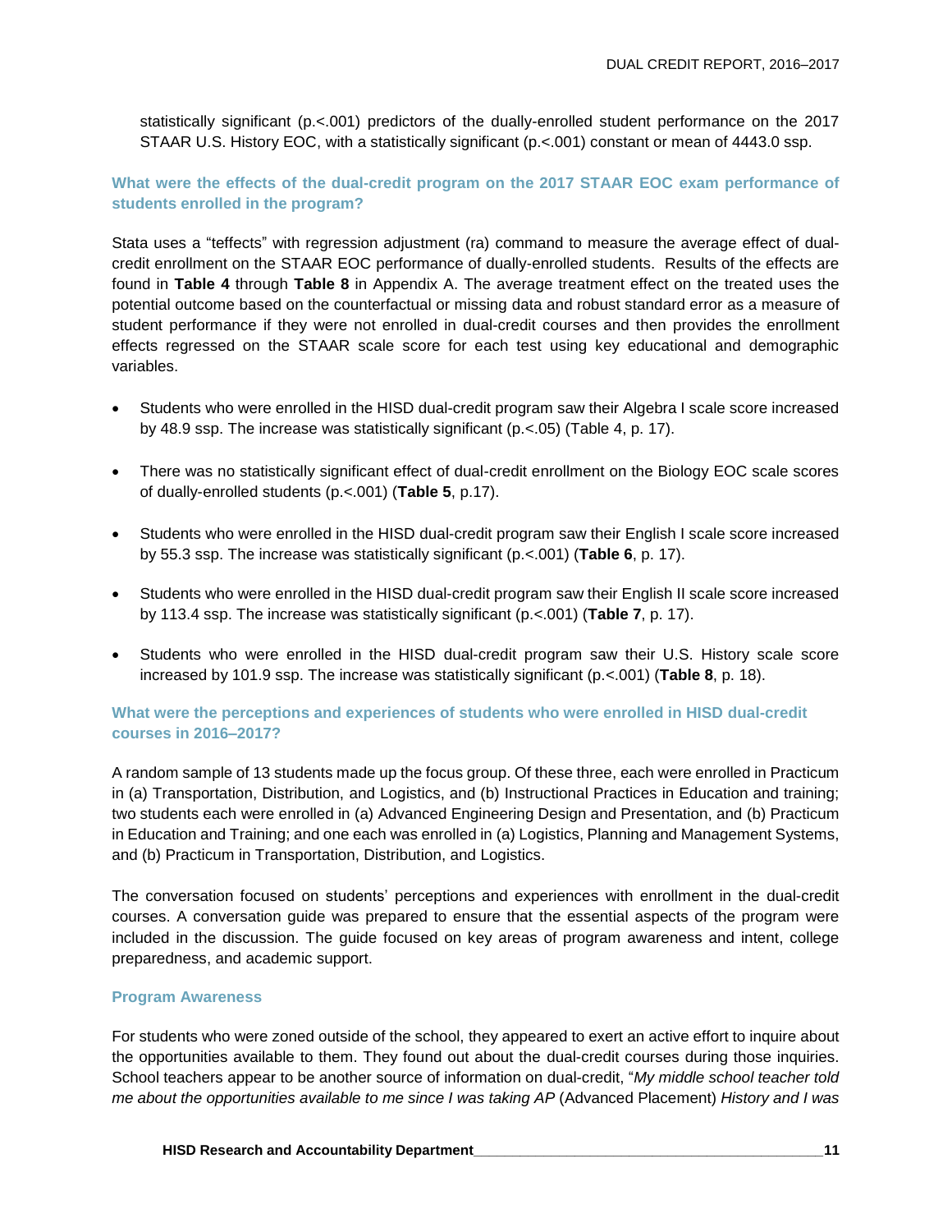statistically significant ($p<.001$) predictors of the dually-enrolled student performance on the 2017 STAAR U.S. History EOC, with a statistically significant ($p<.001$) constant or mean of 4443.0 ssp.

### What were the effects of the dual-credit program on the 2017 STAAR EOC exam performance of students enrolled in the program?

Stata uses a "teffects" with regression adjustment (ra) command to measure the average effect of dual-credit enrollment on the STAAR EOC performance of dually-enrolled students. Results of the effects are found in **Table 4** through **Table 8** in Appendix A. The average treatment effect on the treated uses the potential outcome based on the counterfactual or missing data and robust standard error as a measure of student performance if they were not enrolled in dual-credit courses and then provides the enrollment effects regressed on the STAAR scale score for each test using key educational and demographic variables.

- Students who were enrolled in the HISD dual-credit program saw their Algebra I scale score increased by 48.9 ssp. The increase was statistically significant ($p<.05$) (Table 4, p. 17).
- There was no statistically significant effect of dual-credit enrollment on the Biology EOC scale scores of dually-enrolled students ($p<.001$) (**Table 5**, p.17).
- Students who were enrolled in the HISD dual-credit program saw their English I scale score increased by 55.3 ssp. The increase was statistically significant ($p<.001$) (**Table 6**, p. 17).
- Students who were enrolled in the HISD dual-credit program saw their English II scale score increased by 113.4 ssp. The increase was statistically significant ($p<.001$) (**Table 7**, p. 17).
- Students who were enrolled in the HISD dual-credit program saw their U.S. History scale score increased by 101.9 ssp. The increase was statistically significant ($p<.001$) (**Table 8**, p. 18).

### What were the perceptions and experiences of students who were enrolled in HISD dual-credit courses in 2016–2017?

A random sample of 13 students made up the focus group. Of these three, each were enrolled in Practicum in (a) Transportation, Distribution, and Logistics, and (b) Instructional Practices in Education and training; two students each were enrolled in (a) Advanced Engineering Design and Presentation, and (b) Practicum in Education and Training; and one each was enrolled in (a) Logistics, Planning and Management Systems, and (b) Practicum in Transportation, Distribution, and Logistics.

The conversation focused on students' perceptions and experiences with enrollment in the dual-credit courses. A conversation guide was prepared to ensure that the essential aspects of the program were included in the discussion. The guide focused on key areas of program awareness and intent, college preparedness, and academic support.

#### Program Awareness

For students who were zoned outside of the school, they appeared to exert an active effort to inquire about the opportunities available to them. They found out about the dual-credit courses during those inquiries. School teachers appear to be another source of information on dual-credit, "*My middle school teacher told me about the opportunities available to me since I was taking AP* (Advanced Placement) *History and I was*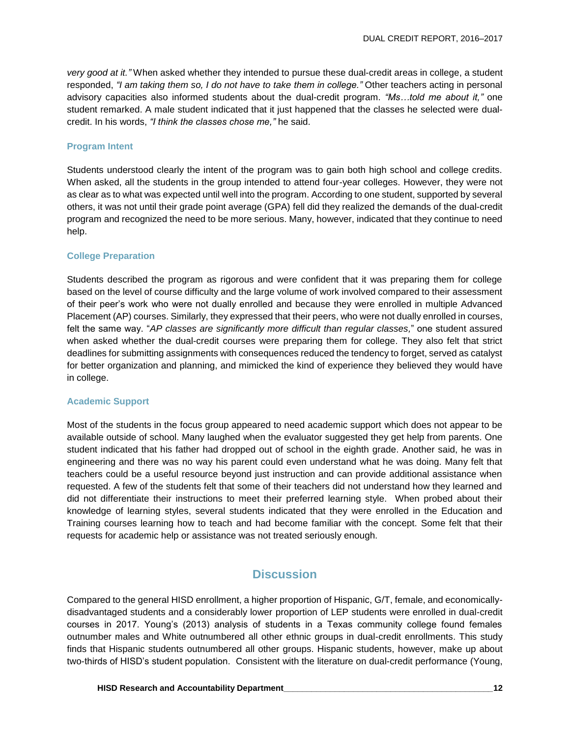*very good at it."* When asked whether they intended to pursue these dual-credit areas in college, a student responded, *"I am taking them so, I do not have to take them in college."* Other teachers acting in personal advisory capacities also informed students about the dual-credit program. *"Ms…told me about it,"* one student remarked. A male student indicated that it just happened that the classes he selected were dual-credit. In his words, *"I think the classes chose me,"* he said.

### Program Intent

Students understood clearly the intent of the program was to gain both high school and college credits. When asked, all the students in the group intended to attend four-year colleges. However, they were not as clear as to what was expected until well into the program. According to one student, supported by several others, it was not until their grade point average (GPA) fell did they realized the demands of the dual-credit program and recognized the need to be more serious. Many, however, indicated that they continue to need help.

### College Preparation

Students described the program as rigorous and were confident that it was preparing them for college based on the level of course difficulty and the large volume of work involved compared to their assessment of their peer's work who were not dually enrolled and because they were enrolled in multiple Advanced Placement (AP) courses. Similarly, they expressed that their peers, who were not dually enrolled in courses, felt the same way. "*AP classes are significantly more difficult than regular classes,*" one student assured when asked whether the dual-credit courses were preparing them for college. They also felt that strict deadlines for submitting assignments with consequences reduced the tendency to forget, served as catalyst for better organization and planning, and mimicked the kind of experience they believed they would have in college.

### Academic Support

Most of the students in the focus group appeared to need academic support which does not appear to be available outside of school. Many laughed when the evaluator suggested they get help from parents. One student indicated that his father had dropped out of school in the eighth grade. Another said, he was in engineering and there was no way his parent could even understand what he was doing. Many felt that teachers could be a useful resource beyond just instruction and can provide additional assistance when requested. A few of the students felt that some of their teachers did not understand how they learned and did not differentiate their instructions to meet their preferred learning style. When probed about their knowledge of learning styles, several students indicated that they were enrolled in the Education and Training courses learning how to teach and had become familiar with the concept. Some felt that their requests for academic help or assistance was not treated seriously enough.

## Discussion

Compared to the general HISD enrollment, a higher proportion of Hispanic, G/T, female, and economically-disadvantaged students and a considerably lower proportion of LEP students were enrolled in dual-credit courses in 2017. Young's (2013) analysis of students in a Texas community college found females outnumber males and White outnumbered all other ethnic groups in dual-credit enrollments. This study finds that Hispanic students outnumbered all other groups. Hispanic students, however, make up about two-thirds of HISD's student population. Consistent with the literature on dual-credit performance (Young,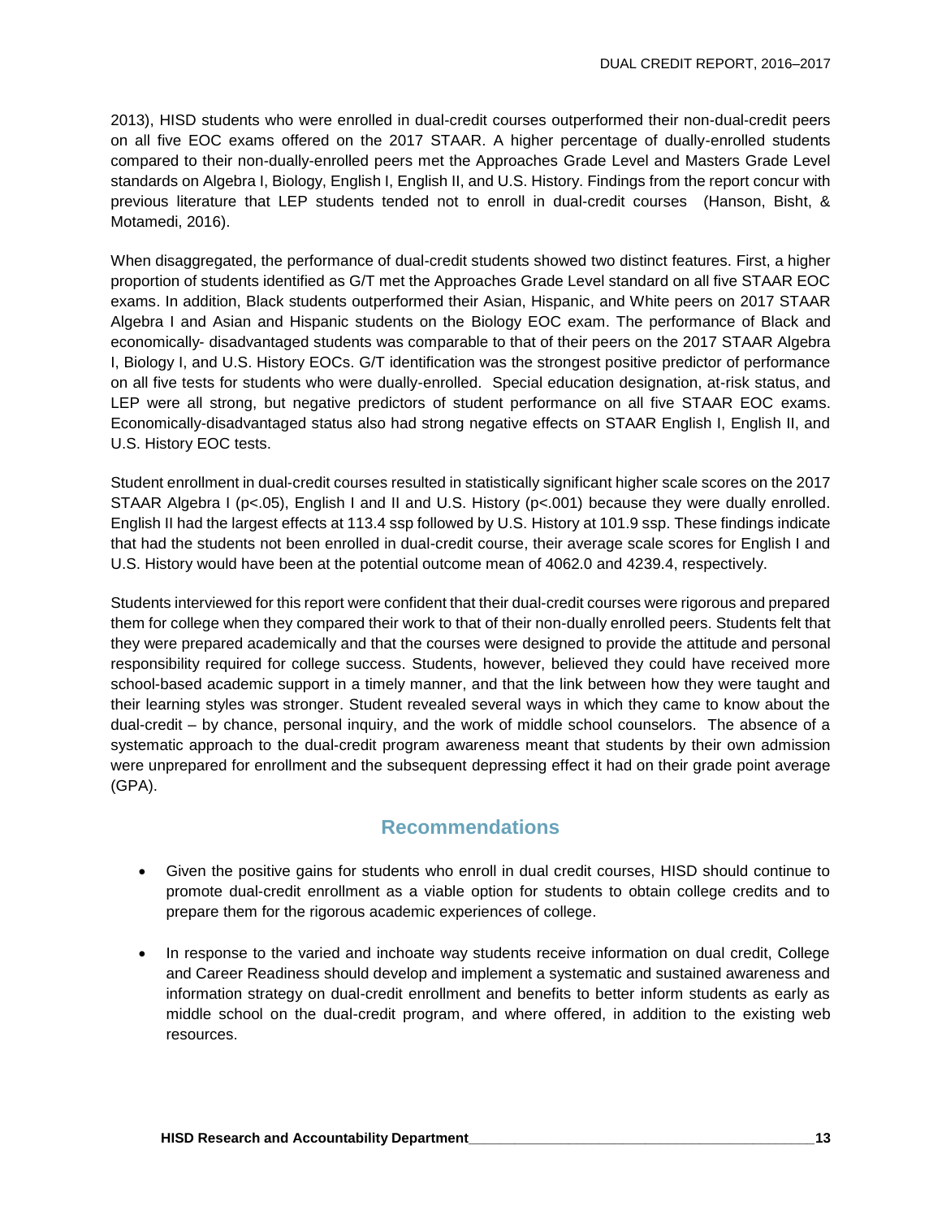2013), HISD students who were enrolled in dual-credit courses outperformed their non-dual-credit peers on all five EOC exams offered on the 2017 STAAR. A higher percentage of dually-enrolled students compared to their non-dually-enrolled peers met the Approaches Grade Level and Masters Grade Level standards on Algebra I, Biology, English I, English II, and U.S. History. Findings from the report concur with previous literature that LEP students tended not to enroll in dual-credit courses (Hanson, Bisht, & Motamedi, 2016).

When disaggregated, the performance of dual-credit students showed two distinct features. First, a higher proportion of students identified as G/T met the Approaches Grade Level standard on all five STAAR EOC exams. In addition, Black students outperformed their Asian, Hispanic, and White peers on 2017 STAAR Algebra I and Asian and Hispanic students on the Biology EOC exam. The performance of Black and economically- disadvantaged students was comparable to that of their peers on the 2017 STAAR Algebra I, Biology I, and U.S. History EOCs. G/T identification was the strongest positive predictor of performance on all five tests for students who were dually-enrolled. Special education designation, at-risk status, and LEP were all strong, but negative predictors of student performance on all five STAAR EOC exams. Economically-disadvantaged status also had strong negative effects on STAAR English I, English II, and U.S. History EOC tests.

Student enrollment in dual-credit courses resulted in statistically significant higher scale scores on the 2017 STAAR Algebra I ($p<.05$), English I and II and U.S. History ($p<.001$) because they were dually enrolled. English II had the largest effects at 113.4 ssp followed by U.S. History at 101.9 ssp. These findings indicate that had the students not been enrolled in dual-credit course, their average scale scores for English I and U.S. History would have been at the potential outcome mean of 4062.0 and 4239.4, respectively.

Students interviewed for this report were confident that their dual-credit courses were rigorous and prepared them for college when they compared their work to that of their non-dually enrolled peers. Students felt that they were prepared academically and that the courses were designed to provide the attitude and personal responsibility required for college success. Students, however, believed they could have received more school-based academic support in a timely manner, and that the link between how they were taught and their learning styles was stronger. Student revealed several ways in which they came to know about the dual-credit – by chance, personal inquiry, and the work of middle school counselors. The absence of a systematic approach to the dual-credit program awareness meant that students by their own admission were unprepared for enrollment and the subsequent depressing effect it had on their grade point average (GPA).

## Recommendations

- Given the positive gains for students who enroll in dual credit courses, HISD should continue to promote dual-credit enrollment as a viable option for students to obtain college credits and to prepare them for the rigorous academic experiences of college.

- In response to the varied and inchoate way students receive information on dual credit, College and Career Readiness should develop and implement a systematic and sustained awareness and information strategy on dual-credit enrollment and benefits to better inform students as early as middle school on the dual-credit program, and where offered, in addition to the existing web resources.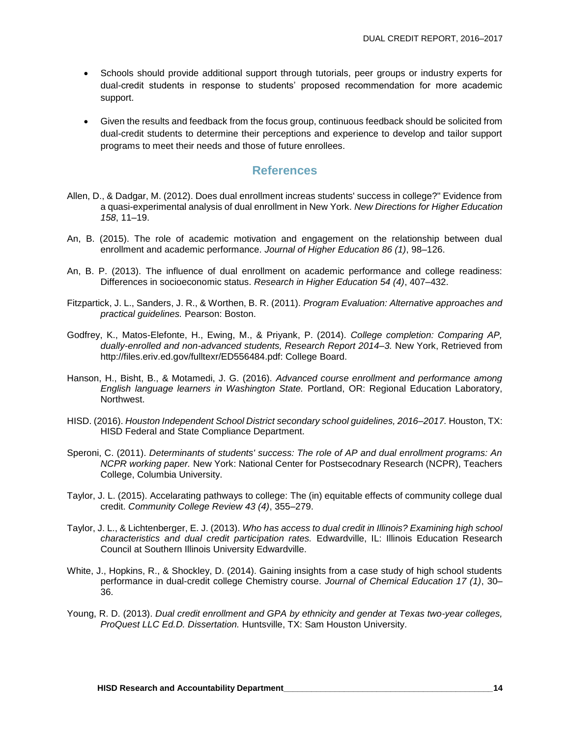- Schools should provide additional support through tutorials, peer groups or industry experts for dual-credit students in response to students' proposed recommendation for more academic support.

- Given the results and feedback from the focus group, continuous feedback should be solicited from dual-credit students to determine their perceptions and experience to develop and tailor support programs to meet their needs and those of future enrollees.

## References

Allen, D., & Dadgar, M. (2012). Does dual enrollment increas students' success in college?" Evidence from a quasi-experimental analysis of dual enrollment in New York. *New Directions for Higher Education 158*, 11–19.

An, B. (2015). The role of academic motivation and engagement on the relationship between dual enrollment and academic performance. *Journal of Higher Education 86 (1)*, 98–126.

An, B. P. (2013). The influence of dual enrollment on academic performance and college readiness: Differences in socioeconomic status. *Research in Higher Education 54 (4)*, 407–432.

Fitzpartick, J. L., Sanders, J. R., & Worthen, B. R. (2011). *Program Evaluation: Alternative approaches and practical guidelines.* Pearson: Boston.

Godfrey, K., Matos-Elefonte, H., Ewing, M., & Priyank, P. (2014). *College completion: Comparing AP, dually-enrolled and non-advanced students, Research Report 2014–3.* New York, Retrieved from http://files.eriv.ed.gov/fulltexr/ED556484.pdf: College Board.

Hanson, H., Bisht, B., & Motamedi, J. G. (2016). *Advanced course enrollment and performance among English language learners in Washington State.* Portland, OR: Regional Education Laboratory, Northwest.

HISD. (2016). *Houston Independent School District secondary school guidelines, 2016–2017.* Houston, TX: HISD Federal and State Compliance Department.

Speroni, C. (2011). *Determinants of students' success: The role of AP and dual enrollment programs: An NCPR working paper.* New York: National Center for Postsecodnary Research (NCPR), Teachers College, Columbia University.

Taylor, J. L. (2015). Accelarating pathways to college: The (in) equitable effects of community college dual credit. *Community College Review 43 (4)*, 355–279.

Taylor, J. L., & Lichtenberger, E. J. (2013). *Who has access to dual credit in Illinois? Examining high school characteristics and dual credit participation rates.* Edwardville, IL: Illinois Education Research Council at Southern Illinois University Edwardville.

White, J., Hopkins, R., & Shockley, D. (2014). Gaining insights from a case study of high school students performance in dual-credit college Chemistry course. *Journal of Chemical Education 17 (1)*, 30–36.

Young, R. D. (2013). *Dual credit enrollment and GPA by ethnicity and gender at Texas two-year colleges, ProQuest LLC Ed.D. Dissertation.* Huntsville, TX: Sam Houston University.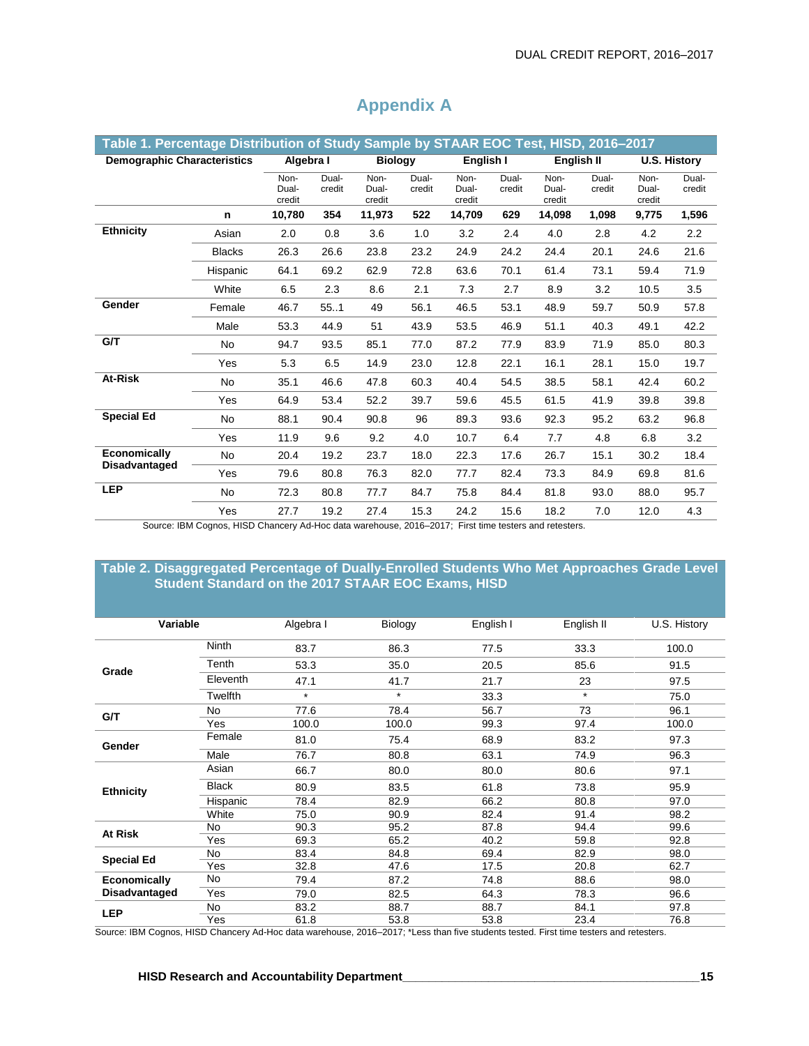# Appendix A

**Table 1. Percentage Distribution of Study Sample by STAAR EOC Test, HISD, 2016–2017**

| Demographic Characteristics | | Algebra I | | Biology | | English I | | English II | | U.S. History | |
|---|---|---|---|---|---|---|---|---|---|---|---|
| | | Non-Dual-credit | Dual-credit | Non-Dual-credit | Dual-credit | Non-Dual-credit | Dual-credit | Non-Dual-credit | Dual-credit | Non-Dual-credit | Dual-credit |
| | **n** | **10,780** | **354** | **11,973** | **522** | **14,709** | **629** | **14,098** | **1,098** | **9,775** | **1,596** |
| **Ethnicity** | Asian | 2.0 | 0.8 | 3.6 | 1.0 | 3.2 | 2.4 | 4.0 | 2.8 | 4.2 | 2.2 |
| | Blacks | 26.3 | 26.6 | 23.8 | 23.2 | 24.9 | 24.2 | 24.4 | 20.1 | 24.6 | 21.6 |
| | Hispanic | 64.1 | 69.2 | 62.9 | 72.8 | 63.6 | 70.1 | 61.4 | 73.1 | 59.4 | 71.9 |
| | White | 6.5 | 2.3 | 8.6 | 2.1 | 7.3 | 2.7 | 8.9 | 3.2 | 10.5 | 3.5 |
| **Gender** | Female | 46.7 | 55..1 | 49 | 56.1 | 46.5 | 53.1 | 48.9 | 59.7 | 50.9 | 57.8 |
| | Male | 53.3 | 44.9 | 51 | 43.9 | 53.5 | 46.9 | 51.1 | 40.3 | 49.1 | 42.2 |
| **G/T** | No | 94.7 | 93.5 | 85.1 | 77.0 | 87.2 | 77.9 | 83.9 | 71.9 | 85.0 | 80.3 |
| | Yes | 5.3 | 6.5 | 14.9 | 23.0 | 12.8 | 22.1 | 16.1 | 28.1 | 15.0 | 19.7 |
| **At-Risk** | No | 35.1 | 46.6 | 47.8 | 60.3 | 40.4 | 54.5 | 38.5 | 58.1 | 42.4 | 60.2 |
| | Yes | 64.9 | 53.4 | 52.2 | 39.7 | 59.6 | 45.5 | 61.5 | 41.9 | 39.8 | 39.8 |
| **Special Ed** | No | 88.1 | 90.4 | 90.8 | 96 | 89.3 | 93.6 | 92.3 | 95.2 | 63.2 | 96.8 |
| | Yes | 11.9 | 9.6 | 9.2 | 4.0 | 10.7 | 6.4 | 7.7 | 4.8 | 6.8 | 3.2 |
| **Economically Disadvantaged** | No | 20.4 | 19.2 | 23.7 | 18.0 | 22.3 | 17.6 | 26.7 | 15.1 | 30.2 | 18.4 |
| | Yes | 79.6 | 80.8 | 76.3 | 82.0 | 77.7 | 82.4 | 73.3 | 84.9 | 69.8 | 81.6 |
| **LEP** | No | 72.3 | 80.8 | 77.7 | 84.7 | 75.8 | 84.4 | 81.8 | 93.0 | 88.0 | 95.7 |
| | Yes | 27.7 | 19.2 | 27.4 | 15.3 | 24.2 | 15.6 | 18.2 | 7.0 | 12.0 | 4.3 |

Source: IBM Cognos, HISD Chancery Ad-Hoc data warehouse, 2016–2017; First time testers and retesters.

**Table 2. Disaggregated Percentage of Dually-Enrolled Students Who Met Approaches Grade Level Student Standard on the 2017 STAAR EOC Exams, HISD**

| Variable | | Algebra I | Biology | English I | English II | U.S. History |
|---|---|---|---|---|---|---|
| **Grade** | Ninth | 83.7 | 86.3 | 77.5 | 33.3 | 100.0 |
| | Tenth | 53.3 | 35.0 | 20.5 | 85.6 | 91.5 |
| | Eleventh | 47.1 | 41.7 | 21.7 | 23 | 97.5 |
| | Twelfth | * | * | 33.3 | * | 75.0 |
| **G/T** | No | 77.6 | 78.4 | 56.7 | 73 | 96.1 |
| | Yes | 100.0 | 100.0 | 99.3 | 97.4 | 100.0 |
| **Gender** | Female | 81.0 | 75.4 | 68.9 | 83.2 | 97.3 |
| | Male | 76.7 | 80.8 | 63.1 | 74.9 | 96.3 |
| **Ethnicity** | Asian | 66.7 | 80.0 | 80.0 | 80.6 | 97.1 |
| | Black | 80.9 | 83.5 | 61.8 | 73.8 | 95.9 |
| | Hispanic | 78.4 | 82.9 | 66.2 | 80.8 | 97.0 |
| | White | 75.0 | 90.9 | 82.4 | 91.4 | 98.2 |
| **At Risk** | No | 90.3 | 95.2 | 87.8 | 94.4 | 99.6 |
| | Yes | 69.3 | 65.2 | 40.2 | 59.8 | 92.8 |
| **Special Ed** | No | 83.4 | 84.8 | 69.4 | 82.9 | 98.0 |
| | Yes | 32.8 | 47.6 | 17.5 | 20.8 | 62.7 |
| **Economically Disadvantaged** | No | 79.4 | 87.2 | 74.8 | 88.6 | 98.0 |
| | Yes | 79.0 | 82.5 | 64.3 | 78.3 | 96.6 |
| **LEP** | No | 83.2 | 88.7 | 88.7 | 84.1 | 97.8 |
| | Yes | 61.8 | 53.8 | 53.8 | 23.4 | 76.8 |

Source: IBM Cognos, HISD Chancery Ad-Hoc data warehouse, 2016–2017; *Less than five students tested. First time testers and retesters.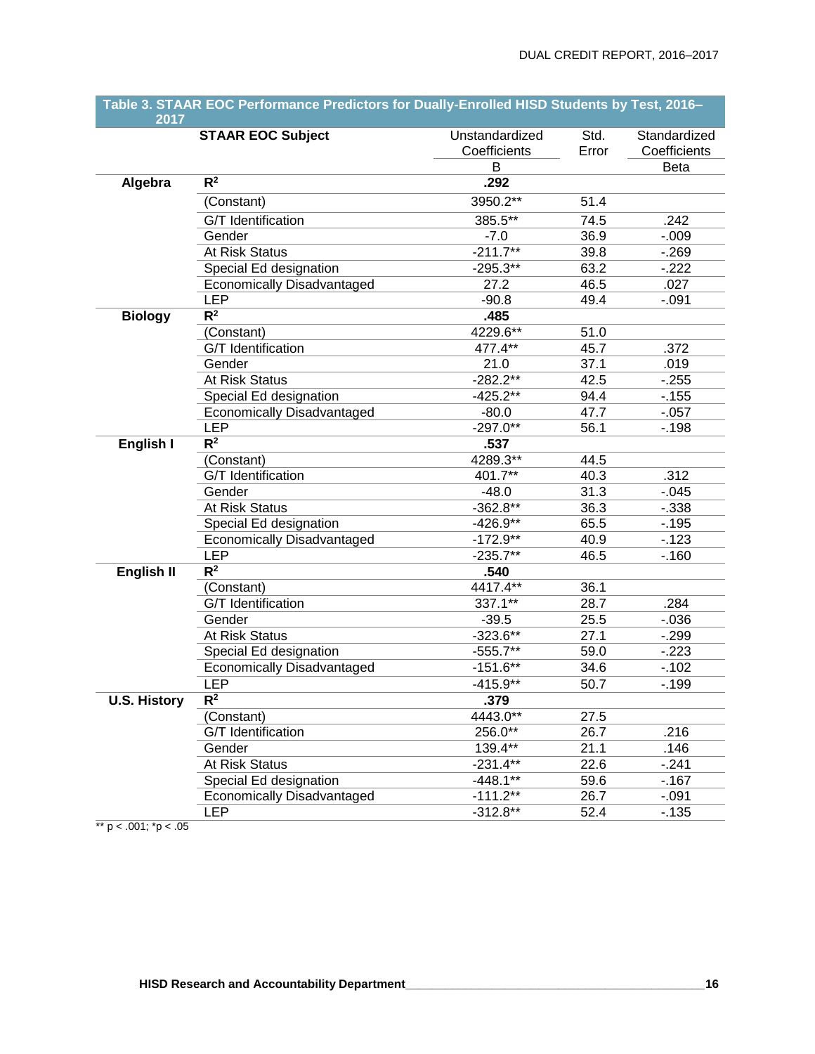**Table 3. STAAR EOC Performance Predictors for Dually-Enrolled HISD Students by Test, 2016–2017**

| | STAAR EOC Subject | Unstandardized Coefficients | Std. Error | Standardized Coefficients |
|---|---|---|---|---|
| | | B | | Beta |
| **Algebra** | **$R^2$** | **.292** | | |
| | (Constant) | 3950.2** | 51.4 | |
| | G/T Identification | 385.5** | 74.5 | .242 |
| | Gender | -7.0 | 36.9 | -.009 |
| | At Risk Status | -211.7** | 39.8 | -.269 |
| | Special Ed designation | -295.3** | 63.2 | -.222 |
| | Economically Disadvantaged | 27.2 | 46.5 | .027 |
| | LEP | -90.8 | 49.4 | -.091 |
| **Biology** | **$R^2$** | **.485** | | |
| | (Constant) | 4229.6** | 51.0 | |
| | G/T Identification | 477.4** | 45.7 | .372 |
| | Gender | 21.0 | 37.1 | .019 |
| | At Risk Status | -282.2** | 42.5 | -.255 |
| | Special Ed designation | -425.2** | 94.4 | -.155 |
| | Economically Disadvantaged | -80.0 | 47.7 | -.057 |
| | LEP | -297.0** | 56.1 | -.198 |
| **English I** | **$R^2$** | **.537** | | |
| | (Constant) | 4289.3** | 44.5 | |
| | G/T Identification | 401.7** | 40.3 | .312 |
| | Gender | -48.0 | 31.3 | -.045 |
| | At Risk Status | -362.8** | 36.3 | -.338 |
| | Special Ed designation | -426.9** | 65.5 | -.195 |
| | Economically Disadvantaged | -172.9** | 40.9 | -.123 |
| | LEP | -235.7** | 46.5 | -.160 |
| **English II** | **$R^2$** | **.540** | | |
| | (Constant) | 4417.4** | 36.1 | |
| | G/T Identification | 337.1** | 28.7 | .284 |
| | Gender | -39.5 | 25.5 | -.036 |
| | At Risk Status | -323.6** | 27.1 | -.299 |
| | Special Ed designation | -555.7** | 59.0 | -.223 |
| | Economically Disadvantaged | -151.6** | 34.6 | -.102 |
| | LEP | -415.9** | 50.7 | -.199 |
| **U.S. History** | **$R^2$** | **.379** | | |
| | (Constant) | 4443.0** | 27.5 | |
| | G/T Identification | 256.0** | 26.7 | .216 |
| | Gender | 139.4** | 21.1 | .146 |
| | At Risk Status | -231.4** | 22.6 | -.241 |
| | Special Ed designation | -448.1** | 59.6 | -.167 |
| | Economically Disadvantaged | -111.2** | 26.7 | -.091 |
| | LEP | -312.8** | 52.4 | -.135 |

** $p < .001$; *$p < .05$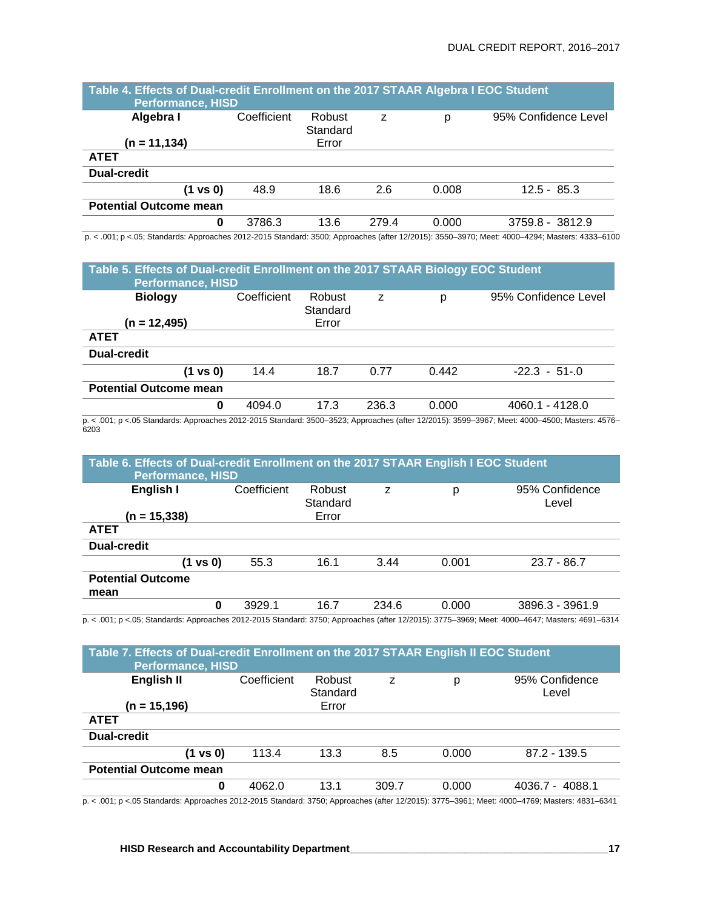**Table 4. Effects of Dual-credit Enrollment on the 2017 STAAR Algebra I EOC Student Performance, HISD**

| Algebra I (n = 11,134) | Coefficient | Robust Standard Error | z | p | 95% Confidence Level |
|---|---|---|---|---|---|
| **ATET** | | | | | |
| **Dual-credit** | | | | | |
| **(1 vs 0)** | 48.9 | 18.6 | 2.6 | 0.008 | 12.5 - 85.3 |
| **Potential Outcome mean** | | | | | |
| **0** | 3786.3 | 13.6 | 279.4 | 0.000 | 3759.8 - 3812.9 |

p. < .001; p <.05; Standards: Approaches 2012-2015 Standard: 3500; Approaches (after 12/2015): 3550–3970; Meet: 4000–4294; Masters: 4333–6100

**Table 5. Effects of Dual-credit Enrollment on the 2017 STAAR Biology EOC Student Performance, HISD**

| Biology (n = 12,495) | Coefficient | Robust Standard Error | z | p | 95% Confidence Level |
|---|---|---|---|---|---|
| **ATET** | | | | | |
| **Dual-credit** | | | | | |
| **(1 vs 0)** | 14.4 | 18.7 | 0.77 | 0.442 | -22.3 - 51-.0 |
| **Potential Outcome mean** | | | | | |
| **0** | 4094.0 | 17.3 | 236.3 | 0.000 | 4060.1 - 4128.0 |

p. < .001; p <.05 Standards: Approaches 2012-2015 Standard: 3500–3523; Approaches (after 12/2015): 3599–3967; Meet: 4000–4500; Masters: 4576–6203

**Table 6. Effects of Dual-credit Enrollment on the 2017 STAAR English I EOC Student Performance, HISD**

| English I (n = 15,338) | Coefficient | Robust Standard Error | z | p | 95% Confidence Level |
|---|---|---|---|---|---|
| **ATET** | | | | | |
| **Dual-credit** | | | | | |
| **(1 vs 0)** | 55.3 | 16.1 | 3.44 | 0.001 | 23.7 - 86.7 |
| **Potential Outcome mean** | | | | | |
| **0** | 3929.1 | 16.7 | 234.6 | 0.000 | 3896.3 - 3961.9 |

p. < .001; p <.05; Standards: Approaches 2012-2015 Standard: 3750; Approaches (after 12/2015): 3775–3969; Meet: 4000–4647; Masters: 4691–6314

**Table 7. Effects of Dual-credit Enrollment on the 2017 STAAR English II EOC Student Performance, HISD**

| English II (n = 15,196) | Coefficient | Robust Standard Error | z | p | 95% Confidence Level |
|---|---|---|---|---|---|
| **ATET** | | | | | |
| **Dual-credit** | | | | | |
| **(1 vs 0)** | 113.4 | 13.3 | 8.5 | 0.000 | 87.2 - 139.5 |
| **Potential Outcome mean** | | | | | |
| **0** | 4062.0 | 13.1 | 309.7 | 0.000 | 4036.7 - 4088.1 |

p. < .001; p <.05 Standards: Approaches 2012-2015 Standard: 3750; Approaches (after 12/2015): 3775–3961; Meet: 4000–4769; Masters: 4831–6341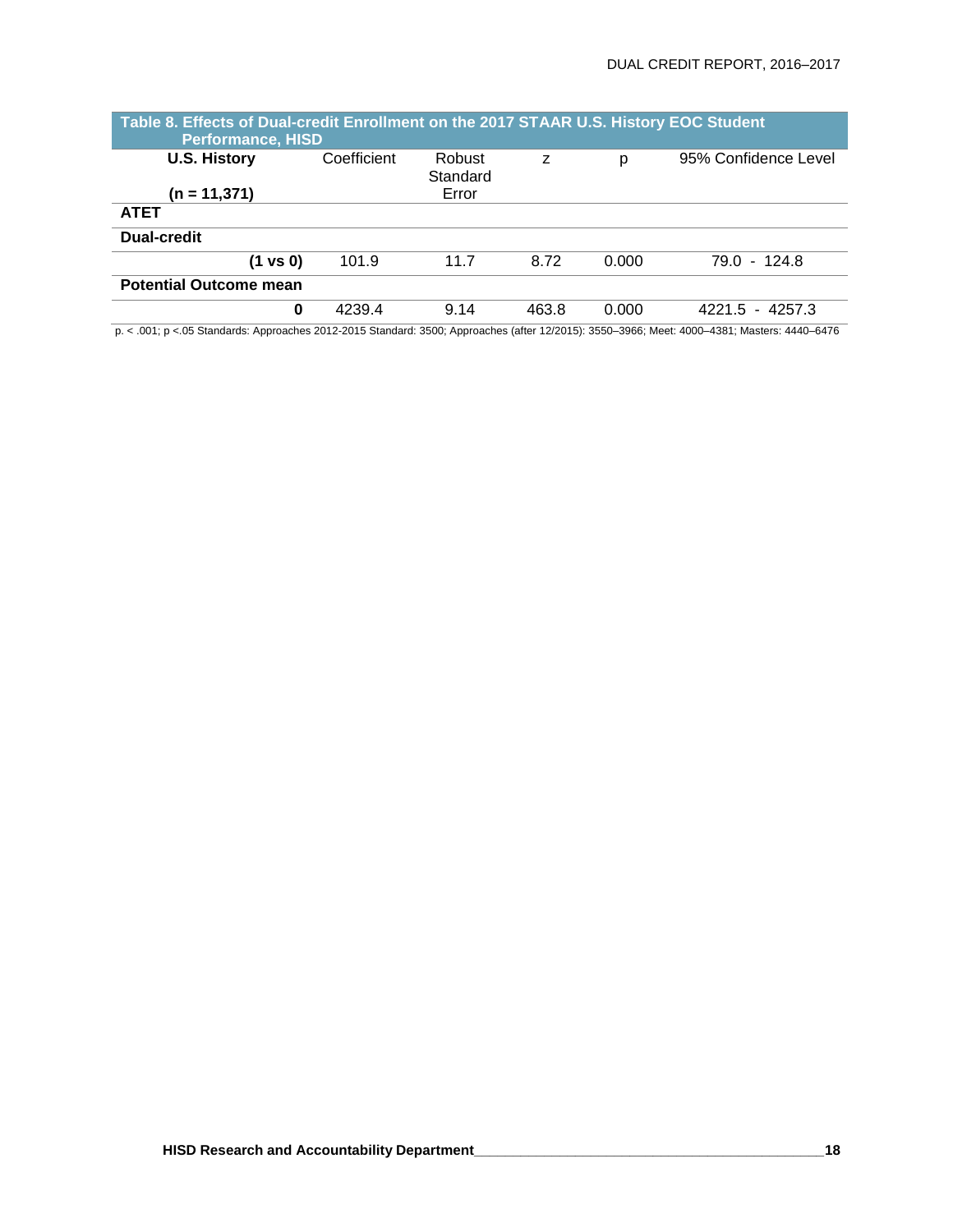**Table 8. Effects of Dual-credit Enrollment on the 2017 STAAR U.S. History EOC Student Performance, HISD**

| U.S. History (n = 11,371) | Coefficient | Robust Standard Error | z | p | 95% Confidence Level |
|---|---|---|---|---|---|
| **ATET** | | | | | |
| **Dual-credit** | | | | | |
| **(1 vs 0)** | 101.9 | 11.7 | 8.72 | 0.000 | 79.0 - 124.8 |
| **Potential Outcome mean** | | | | | |
| **0** | 4239.4 | 9.14 | 463.8 | 0.000 | 4221.5 - 4257.3 |

p. < .001; p <.05 Standards: Approaches 2012-2015 Standard: 3500; Approaches (after 12/2015): 3550–3966; Meet: 4000–4381; Masters: 4440–6476